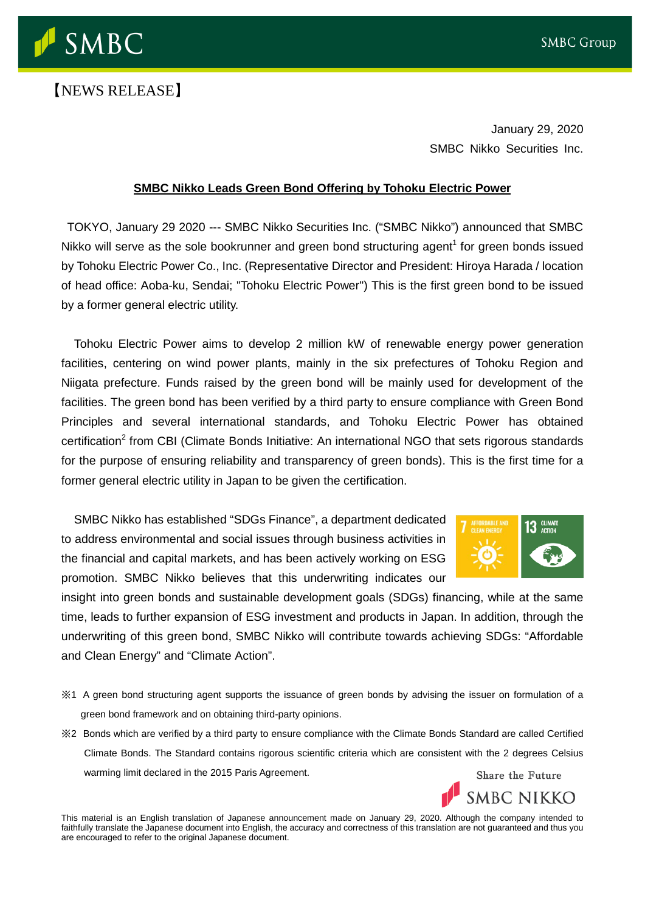【NEWS RELEASE】

January 29, 2020

SMBC Nikko Securities Inc.

## SMBC Nikko Leads Green Bond Offering by Tohoku Electric Power

TOKYO, January 29 2020 --- SMBC Nikko Securities Inc. ("SMBC Nikko") announced that SMBC Nikko will serve as the sole bookrunner and green bond structuring agent[1] for green bonds issued by Tohoku Electric Power Co., Inc. (Representative Director and President: Hiroya Harada / location of head office: Aoba-ku, Sendai; "Tohoku Electric Power") This is the first green bond to be issued by a former general electric utility.

Tohoku Electric Power aims to develop 2 million kW of renewable energy power generation facilities, centering on wind power plants, mainly in the six prefectures of Tohoku Region and Niigata prefecture. Funds raised by the green bond will be mainly used for development of the facilities. The green bond has been verified by a third party to ensure compliance with Green Bond Principles and several international standards, and Tohoku Electric Power has obtained certification[2] from CBI (Climate Bonds Initiative: An international NGO that sets rigorous standards for the purpose of ensuring reliability and transparency of green bonds). This is the first time for a former general electric utility in Japan to be given the certification.

SMBC Nikko has established "SDGs Finance", a department dedicated to address environmental and social issues through business activities in the financial and capital markets, and has been actively working on ESG promotion. SMBC Nikko believes that this underwriting indicates our insight into green bonds and sustainable development goals (SDGs) financing, while at the same time, leads to further expansion of ESG investment and products in Japan. In addition, through the underwriting of this green bond, SMBC Nikko will contribute towards achieving SDGs: "Affordable and Clean Energy" and "Climate Action".

※1 A green bond structuring agent supports the issuance of green bonds by advising the issuer on formulation of a green bond framework and on obtaining third-party opinions.

※2 Bonds which are verified by a third party to ensure compliance with the Climate Bonds Standard are called Certified Climate Bonds. The Standard contains rigorous scientific criteria which are consistent with the 2 degrees Celsius warming limit declared in the 2015 Paris Agreement.

This material is an English translation of Japanese announcement made on January 29, 2020. Although the company intended to faithfully translate the Japanese document into English, the accuracy and correctness of this translation are not guaranteed and thus you are encouraged to refer to the original Japanese document.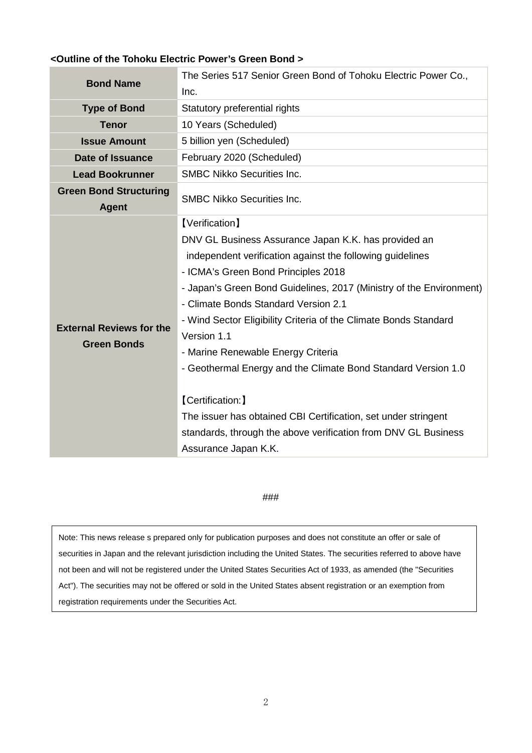**<Outline of the Tohoku Electric Power's Green Bond >**

| | |
|---|---|
| **Bond Name** | The Series 517 Senior Green Bond of Tohoku Electric Power Co., Inc. |
| **Type of Bond** | Statutory preferential rights |
| **Tenor** | 10 Years (Scheduled) |
| **Issue Amount** | 5 billion yen (Scheduled) |
| **Date of Issuance** | February 2020 (Scheduled) |
| **Lead Bookrunner** | SMBC Nikko Securities Inc. |
| **Green Bond Structuring Agent** | SMBC Nikko Securities Inc. |
| **External Reviews for the Green Bonds** | 【Verification】<br>DNV GL Business Assurance Japan K.K. has provided an independent verification against the following guidelines<br>- ICMA's Green Bond Principles 2018<br>- Japan's Green Bond Guidelines, 2017 (Ministry of the Environment)<br>- Climate Bonds Standard Version 2.1<br>- Wind Sector Eligibility Criteria of the Climate Bonds Standard Version 1.1<br>- Marine Renewable Energy Criteria<br>- Geothermal Energy and the Climate Bond Standard Version 1.0<br><br>【Certification:】<br>The issuer has obtained CBI Certification, set under stringent standards, through the above verification from DNV GL Business Assurance Japan K.K. |

###

Note: This news release s prepared only for publication purposes and does not constitute an offer or sale of securities in Japan and the relevant jurisdiction including the United States. The securities referred to above have not been and will not be registered under the United States Securities Act of 1933, as amended (the "Securities Act"). The securities may not be offered or sold in the United States absent registration or an exemption from registration requirements under the Securities Act.